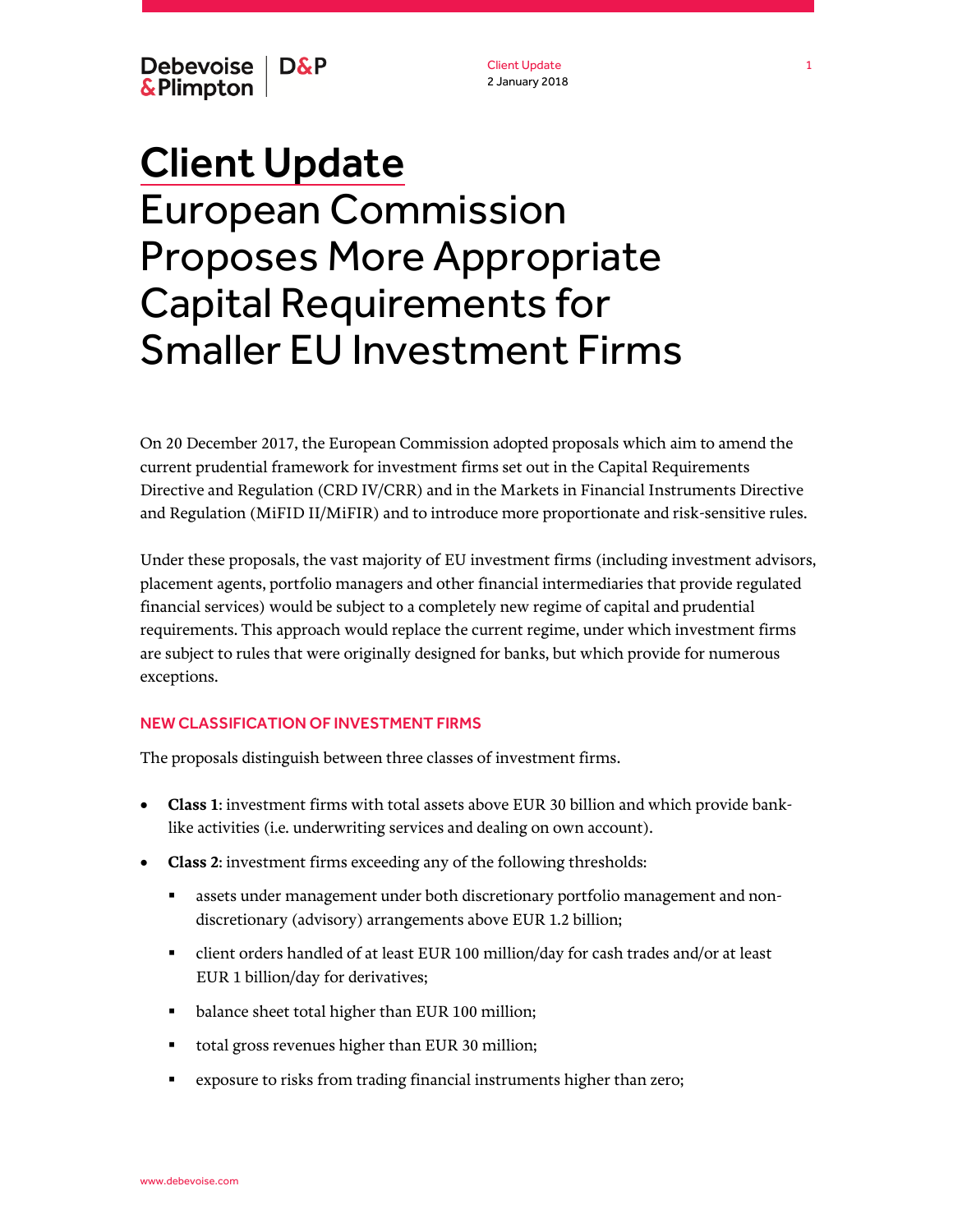# Client Update
# European Commission Proposes More Appropriate Capital Requirements for Smaller EU Investment Firms

On 20 December 2017, the European Commission adopted proposals which aim to amend the current prudential framework for investment firms set out in the Capital Requirements Directive and Regulation (CRD IV/CRR) and in the Markets in Financial Instruments Directive and Regulation (MiFID II/MiFIR) and to introduce more proportionate and risk-sensitive rules.

Under these proposals, the vast majority of EU investment firms (including investment advisors, placement agents, portfolio managers and other financial intermediaries that provide regulated financial services) would be subject to a completely new regime of capital and prudential requirements. This approach would replace the current regime, under which investment firms are subject to rules that were originally designed for banks, but which provide for numerous exceptions.

## NEW CLASSIFICATION OF INVESTMENT FIRMS

The proposals distinguish between three classes of investment firms.

- **Class 1**: investment firms with total assets above EUR 30 billion and which provide bank-like activities (i.e. underwriting services and dealing on own account).
- **Class 2**: investment firms exceeding any of the following thresholds:
  - assets under management under both discretionary portfolio management and non-discretionary (advisory) arrangements above EUR 1.2 billion;
  - client orders handled of at least EUR 100 million/day for cash trades and/or at least EUR 1 billion/day for derivatives;
  - balance sheet total higher than EUR 100 million;
  - total gross revenues higher than EUR 30 million;
  - exposure to risks from trading financial instruments higher than zero;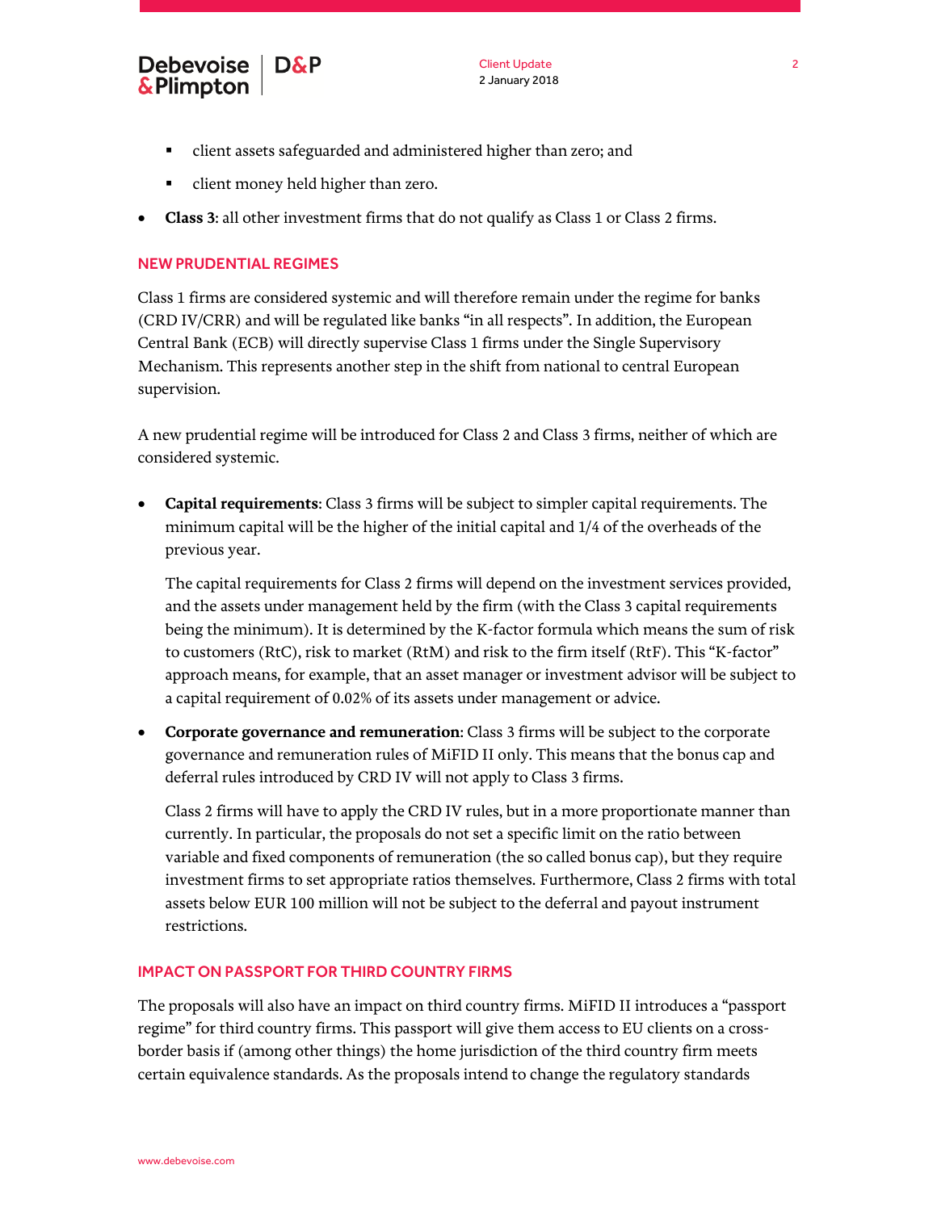- client assets safeguarded and administered higher than zero; and
    - client money held higher than zero.
- **Class 3**: all other investment firms that do not qualify as Class 1 or Class 2 firms.

## NEW PRUDENTIAL REGIMES

Class 1 firms are considered systemic and will therefore remain under the regime for banks (CRD IV/CRR) and will be regulated like banks "in all respects". In addition, the European Central Bank (ECB) will directly supervise Class 1 firms under the Single Supervisory Mechanism. This represents another step in the shift from national to central European supervision.

A new prudential regime will be introduced for Class 2 and Class 3 firms, neither of which are considered systemic.

- **Capital requirements**: Class 3 firms will be subject to simpler capital requirements. The minimum capital will be the higher of the initial capital and 1/4 of the overheads of the previous year.

  The capital requirements for Class 2 firms will depend on the investment services provided, and the assets under management held by the firm (with the Class 3 capital requirements being the minimum). It is determined by the K-factor formula which means the sum of risk to customers (RtC), risk to market (RtM) and risk to the firm itself (RtF). This "K-factor" approach means, for example, that an asset manager or investment advisor will be subject to a capital requirement of 0.02% of its assets under management or advice.

- **Corporate governance and remuneration**: Class 3 firms will be subject to the corporate governance and remuneration rules of MiFID II only. This means that the bonus cap and deferral rules introduced by CRD IV will not apply to Class 3 firms.

  Class 2 firms will have to apply the CRD IV rules, but in a more proportionate manner than currently. In particular, the proposals do not set a specific limit on the ratio between variable and fixed components of remuneration (the so called bonus cap), but they require investment firms to set appropriate ratios themselves. Furthermore, Class 2 firms with total assets below EUR 100 million will not be subject to the deferral and payout instrument restrictions.

## IMPACT ON PASSPORT FOR THIRD COUNTRY FIRMS

The proposals will also have an impact on third country firms. MiFID II introduces a "passport regime" for third country firms. This passport will give them access to EU clients on a cross-border basis if (among other things) the home jurisdiction of the third country firm meets certain equivalence standards. As the proposals intend to change the regulatory standards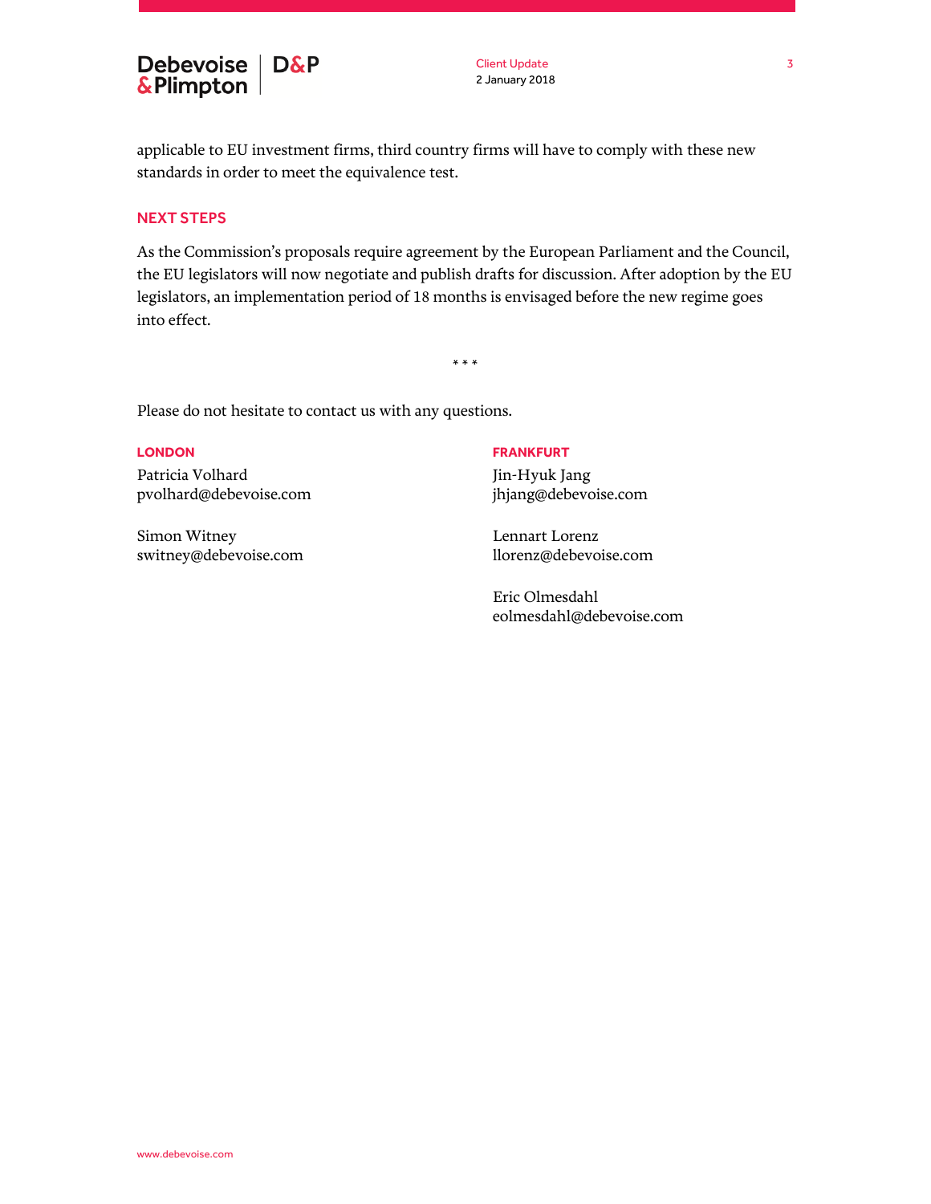applicable to EU investment firms, third country firms will have to comply with these new standards in order to meet the equivalence test.

## NEXT STEPS

As the Commission's proposals require agreement by the European Parliament and the Council, the EU legislators will now negotiate and publish drafts for discussion. After adoption by the EU legislators, an implementation period of 18 months is envisaged before the new regime goes into effect.

\* \* \*

Please do not hesitate to contact us with any questions.

**LONDON**

Patricia Volhard
pvolhard@debevoise.com

Simon Witney
switney@debevoise.com

**FRANKFURT**

Jin-Hyuk Jang
jhjang@debevoise.com

Lennart Lorenz
llorenz@debevoise.com

Eric Olmesdahl
eolmesdahl@debevoise.com